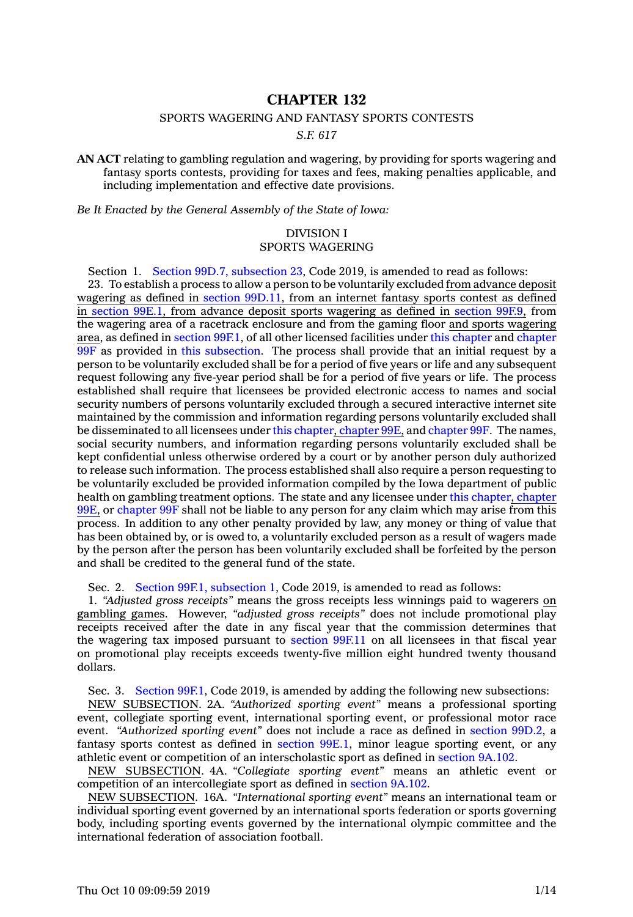# CHAPTER 132

SPORTS WAGERING AND FANTASY SPORTS CONTESTS

*S.F. 617*

**AN ACT** relating to gambling regulation and wagering, by providing for sports wagering and fantasy sports contests, providing for taxes and fees, making penalties applicable, and including implementation and effective date provisions.

*Be It Enacted by the General Assembly of the State of Iowa:*

DIVISION I
SPORTS WAGERING

Section 1. Section 99D.7, subsection 23, Code 2019, is amended to read as follows:

23. To establish a process to allow a person to be voluntarily excluded from advance deposit wagering as defined in section 99D.11, from an internet fantasy sports contest as defined in section 99E.1, from advance deposit sports wagering as defined in section 99F.9, from the wagering area of a racetrack enclosure and from the gaming floor and sports wagering area, as defined in section 99F.1, of all other licensed facilities under this chapter and chapter 99F as provided in this subsection. The process shall provide that an initial request by a person to be voluntarily excluded shall be for a period of five years or life and any subsequent request following any five-year period shall be for a period of five years or life. The process established shall require that licensees be provided electronic access to names and social security numbers of persons voluntarily excluded through a secured interactive internet site maintained by the commission and information regarding persons voluntarily excluded shall be disseminated to all licensees under this chapter, chapter 99E, and chapter 99F. The names, social security numbers, and information regarding persons voluntarily excluded shall be kept confidential unless otherwise ordered by a court or by another person duly authorized to release such information. The process established shall also require a person requesting to be voluntarily excluded be provided information compiled by the Iowa department of public health on gambling treatment options. The state and any licensee under this chapter, chapter 99E, or chapter 99F shall not be liable to any person for any claim which may arise from this process. In addition to any other penalty provided by law, any money or thing of value that has been obtained by, or is owed to, a voluntarily excluded person as a result of wagers made by the person after the person has been voluntarily excluded shall be forfeited by the person and shall be credited to the general fund of the state.

Sec. 2. Section 99F.1, subsection 1, Code 2019, is amended to read as follows:

1. *"Adjusted gross receipts"* means the gross receipts less winnings paid to wagerers on gambling games. However, *"adjusted gross receipts"* does not include promotional play receipts received after the date in any fiscal year that the commission determines that the wagering tax imposed pursuant to section 99F.11 on all licensees in that fiscal year on promotional play receipts exceeds twenty-five million eight hundred twenty thousand dollars.

Sec. 3. Section 99F.1, Code 2019, is amended by adding the following new subsections:

NEW SUBSECTION. 2A. *"Authorized sporting event"* means a professional sporting event, collegiate sporting event, international sporting event, or professional motor race event. *"Authorized sporting event"* does not include a race as defined in section 99D.2, a fantasy sports contest as defined in section 99E.1, minor league sporting event, or any athletic event or competition of an interscholastic sport as defined in section 9A.102.

NEW SUBSECTION. 4A. *"Collegiate sporting event"* means an athletic event or competition of an intercollegiate sport as defined in section 9A.102.

NEW SUBSECTION. 16A. *"International sporting event"* means an international team or individual sporting event governed by an international sports federation or sports governing body, including sporting events governed by the international olympic committee and the international federation of association football.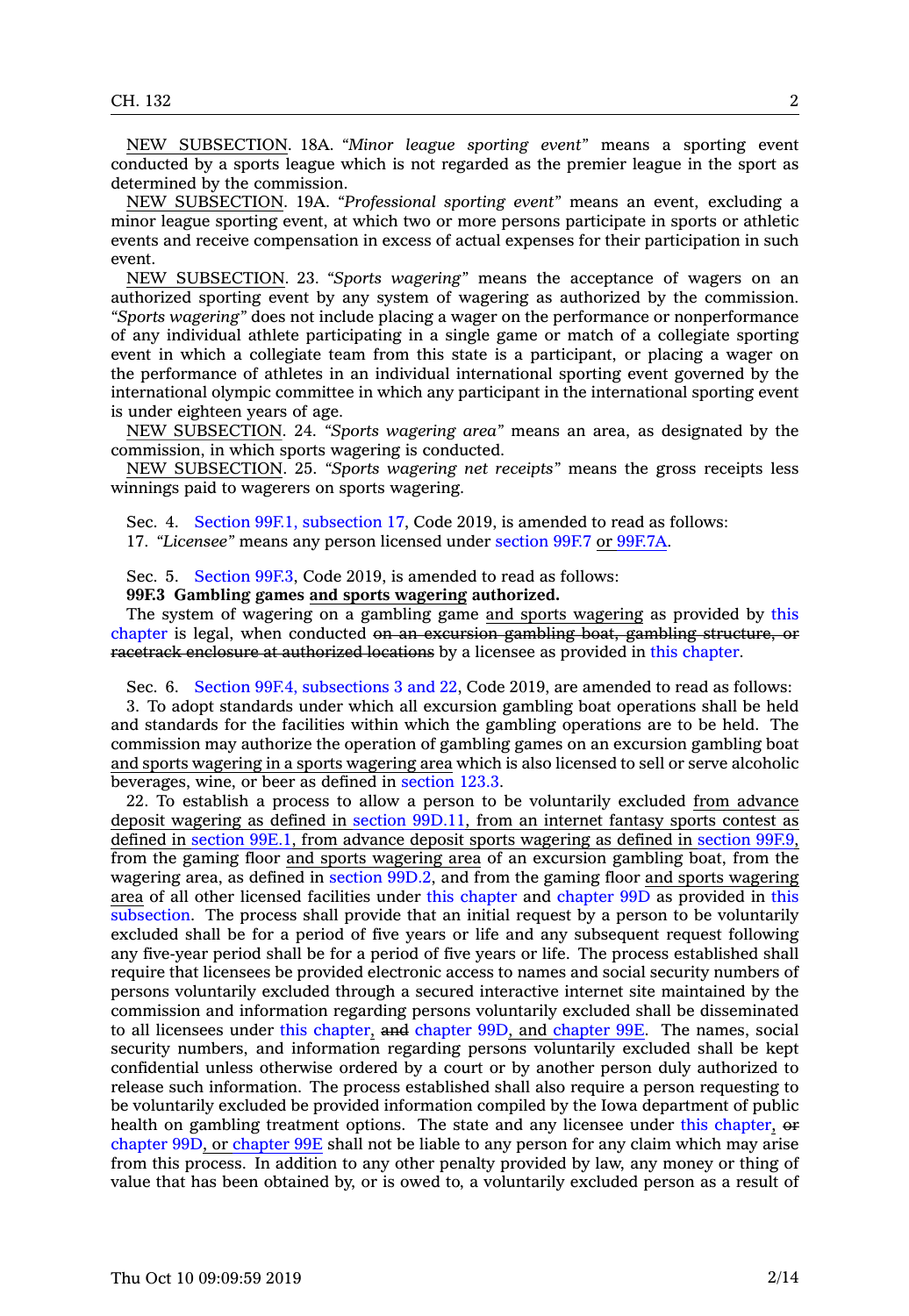NEW SUBSECTION. 18A. *"Minor league sporting event"* means a sporting event conducted by a sports league which is not regarded as the premier league in the sport as determined by the commission.

NEW SUBSECTION. 19A. *"Professional sporting event"* means an event, excluding a minor league sporting event, at which two or more persons participate in sports or athletic events and receive compensation in excess of actual expenses for their participation in such event.

NEW SUBSECTION. 23. *"Sports wagering"* means the acceptance of wagers on an authorized sporting event by any system of wagering as authorized by the commission. *"Sports wagering"* does not include placing a wager on the performance or nonperformance of any individual athlete participating in a single game or match of a collegiate sporting event in which a collegiate team from this state is a participant, or placing a wager on the performance of athletes in an individual international sporting event governed by the international olympic committee in which any participant in the international sporting event is under eighteen years of age.

NEW SUBSECTION. 24. *"Sports wagering area"* means an area, as designated by the commission, in which sports wagering is conducted.

NEW SUBSECTION. 25. *"Sports wagering net receipts"* means the gross receipts less winnings paid to wagerers on sports wagering.

Sec. 4. Section 99F.1, subsection 17, Code 2019, is amended to read as follows:

17. *"Licensee"* means any person licensed under section 99F.7 or 99F.7A.

Sec. 5. Section 99F.3, Code 2019, is amended to read as follows:

**99F.3 Gambling games and sports wagering authorized.**

The system of wagering on a gambling game and sports wagering as provided by this chapter is legal, when conducted ~~on an excursion gambling boat, gambling structure, or racetrack enclosure at authorized locations~~ by a licensee as provided in this chapter.

Sec. 6. Section 99F.4, subsections 3 and 22, Code 2019, are amended to read as follows:

3. To adopt standards under which all excursion gambling boat operations shall be held and standards for the facilities within which the gambling operations are to be held. The commission may authorize the operation of gambling games on an excursion gambling boat and sports wagering in a sports wagering area which is also licensed to sell or serve alcoholic beverages, wine, or beer as defined in section 123.3.

22. To establish a process to allow a person to be voluntarily excluded from advance deposit wagering as defined in section 99D.11, from an internet fantasy sports contest as defined in section 99E.1, from advance deposit sports wagering as defined in section 99F.9, from the gaming floor and sports wagering area of an excursion gambling boat, from the wagering area, as defined in section 99D.2, and from the gaming floor and sports wagering area of all other licensed facilities under this chapter and chapter 99D as provided in this subsection. The process shall provide that an initial request by a person to be voluntarily excluded shall be for a period of five years or life and any subsequent request following any five-year period shall be for a period of five years or life. The process established shall require that licensees be provided electronic access to names and social security numbers of persons voluntarily excluded through a secured interactive internet site maintained by the commission and information regarding persons voluntarily excluded shall be disseminated to all licensees under this chapter, ~~and~~ chapter 99D, and chapter 99E. The names, social security numbers, and information regarding persons voluntarily excluded shall be kept confidential unless otherwise ordered by a court or by another person duly authorized to release such information. The process established shall also require a person requesting to be voluntarily excluded be provided information compiled by the Iowa department of public health on gambling treatment options. The state and any licensee under this chapter, ~~or~~ chapter 99D, or chapter 99E shall not be liable to any person for any claim which may arise from this process. In addition to any other penalty provided by law, any money or thing of value that has been obtained by, or is owed to, a voluntarily excluded person as a result of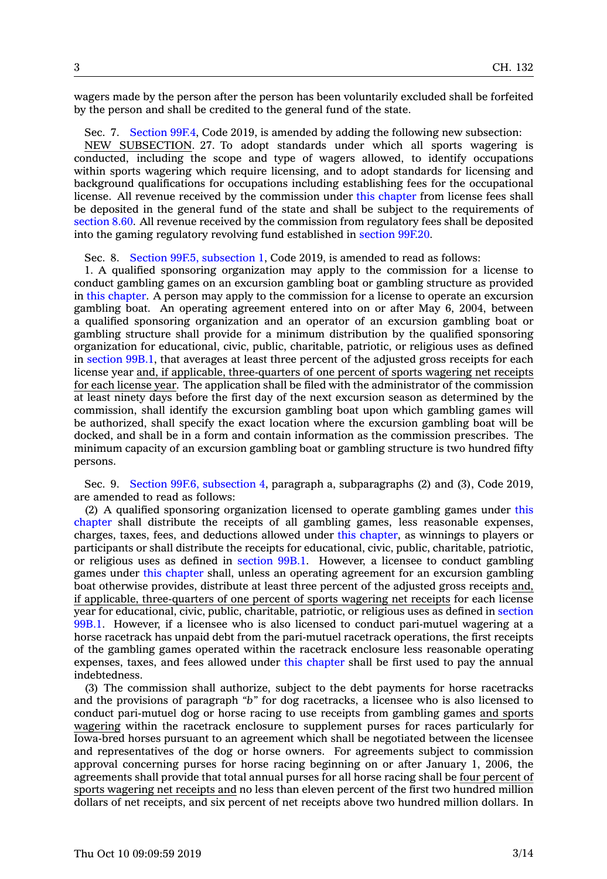wagers made by the person after the person has been voluntarily excluded shall be forfeited by the person and shall be credited to the general fund of the state.

Sec. 7. Section 99F.4, Code 2019, is amended by adding the following new subsection:

NEW SUBSECTION. 27. To adopt standards under which all sports wagering is conducted, including the scope and type of wagers allowed, to identify occupations within sports wagering which require licensing, and to adopt standards for licensing and background qualifications for occupations including establishing fees for the occupational license. All revenue received by the commission under this chapter from license fees shall be deposited in the general fund of the state and shall be subject to the requirements of section 8.60. All revenue received by the commission from regulatory fees shall be deposited into the gaming regulatory revolving fund established in section 99F.20.

Sec. 8. Section 99F.5, subsection 1, Code 2019, is amended to read as follows:

1. A qualified sponsoring organization may apply to the commission for a license to conduct gambling games on an excursion gambling boat or gambling structure as provided in this chapter. A person may apply to the commission for a license to operate an excursion gambling boat. An operating agreement entered into on or after May 6, 2004, between a qualified sponsoring organization and an operator of an excursion gambling boat or gambling structure shall provide for a minimum distribution by the qualified sponsoring organization for educational, civic, public, charitable, patriotic, or religious uses as defined in section 99B.1, that averages at least three percent of the adjusted gross receipts for each license year and, if applicable, three-quarters of one percent of sports wagering net receipts for each license year. The application shall be filed with the administrator of the commission at least ninety days before the first day of the next excursion season as determined by the commission, shall identify the excursion gambling boat upon which gambling games will be authorized, shall specify the exact location where the excursion gambling boat will be docked, and shall be in a form and contain information as the commission prescribes. The minimum capacity of an excursion gambling boat or gambling structure is two hundred fifty persons.

Sec. 9. Section 99F.6, subsection 4, paragraph a, subparagraphs (2) and (3), Code 2019, are amended to read as follows:

(2) A qualified sponsoring organization licensed to operate gambling games under this chapter shall distribute the receipts of all gambling games, less reasonable expenses, charges, taxes, fees, and deductions allowed under this chapter, as winnings to players or participants or shall distribute the receipts for educational, civic, public, charitable, patriotic, or religious uses as defined in section 99B.1. However, a licensee to conduct gambling games under this chapter shall, unless an operating agreement for an excursion gambling boat otherwise provides, distribute at least three percent of the adjusted gross receipts and, if applicable, three-quarters of one percent of sports wagering net receipts for each license year for educational, civic, public, charitable, patriotic, or religious uses as defined in section 99B.1. However, if a licensee who is also licensed to conduct pari-mutuel wagering at a horse racetrack has unpaid debt from the pari-mutuel racetrack operations, the first receipts of the gambling games operated within the racetrack enclosure less reasonable operating expenses, taxes, and fees allowed under this chapter shall be first used to pay the annual indebtedness.

(3) The commission shall authorize, subject to the debt payments for horse racetracks and the provisions of paragraph *"b"* for dog racetracks, a licensee who is also licensed to conduct pari-mutuel dog or horse racing to use receipts from gambling games and sports wagering within the racetrack enclosure to supplement purses for races particularly for Iowa-bred horses pursuant to an agreement which shall be negotiated between the licensee and representatives of the dog or horse owners. For agreements subject to commission approval concerning purses for horse racing beginning on or after January 1, 2006, the agreements shall provide that total annual purses for all horse racing shall be four percent of sports wagering net receipts and no less than eleven percent of the first two hundred million dollars of net receipts, and six percent of net receipts above two hundred million dollars. In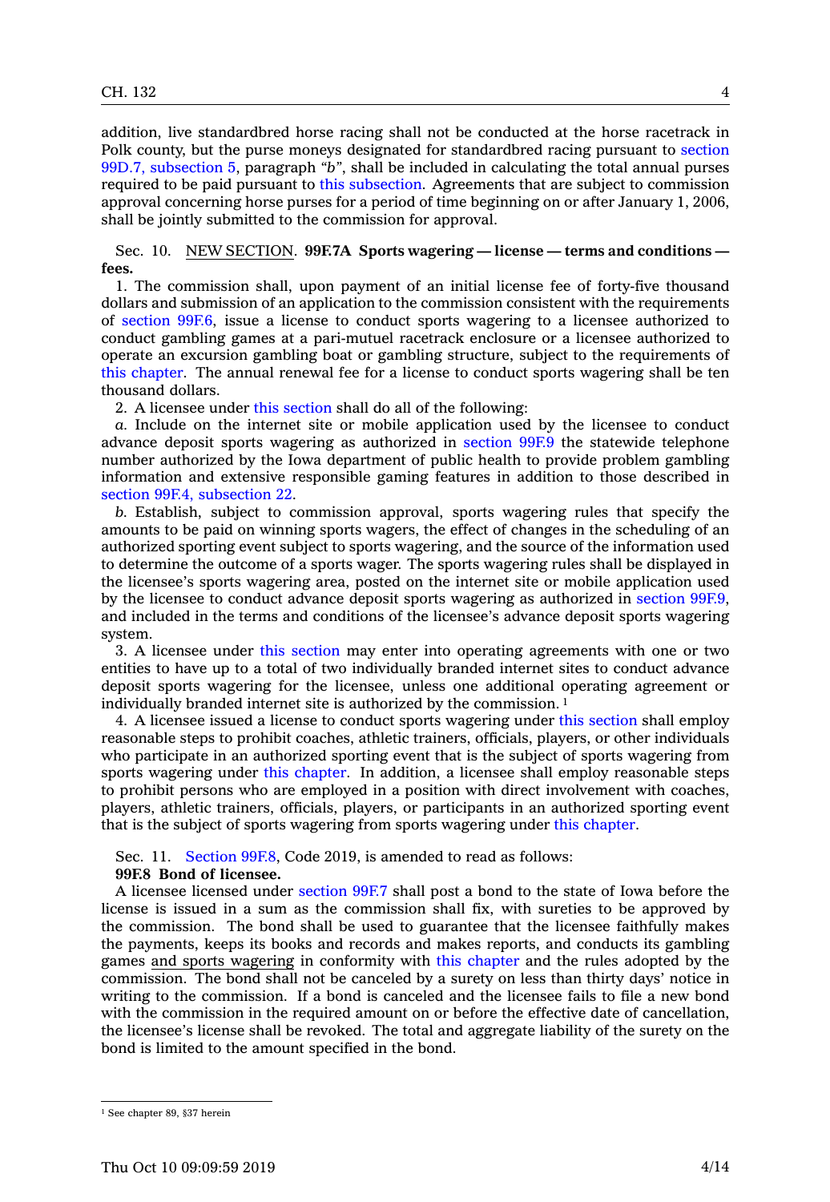addition, live standardbred horse racing shall not be conducted at the horse racetrack in Polk county, but the purse moneys designated for standardbred racing pursuant to section 99D.7, subsection 5, paragraph "*b*", shall be included in calculating the total annual purses required to be paid pursuant to this subsection. Agreements that are subject to commission approval concerning horse purses for a period of time beginning on or after January 1, 2006, shall be jointly submitted to the commission for approval.

Sec. 10. NEW SECTION. **99F.7A Sports wagering — license — terms and conditions — fees.**

1. The commission shall, upon payment of an initial license fee of forty-five thousand dollars and submission of an application to the commission consistent with the requirements of section 99F.6, issue a license to conduct sports wagering to a licensee authorized to conduct gambling games at a pari-mutuel racetrack enclosure or a licensee authorized to operate an excursion gambling boat or gambling structure, subject to the requirements of this chapter. The annual renewal fee for a license to conduct sports wagering shall be ten thousand dollars.

2. A licensee under this section shall do all of the following:

*a.* Include on the internet site or mobile application used by the licensee to conduct advance deposit sports wagering as authorized in section 99F.9 the statewide telephone number authorized by the Iowa department of public health to provide problem gambling information and extensive responsible gaming features in addition to those described in section 99F.4, subsection 22.

*b.* Establish, subject to commission approval, sports wagering rules that specify the amounts to be paid on winning sports wagers, the effect of changes in the scheduling of an authorized sporting event subject to sports wagering, and the source of the information used to determine the outcome of a sports wager. The sports wagering rules shall be displayed in the licensee's sports wagering area, posted on the internet site or mobile application used by the licensee to conduct advance deposit sports wagering as authorized in section 99F.9, and included in the terms and conditions of the licensee's advance deposit sports wagering system.

3. A licensee under this section may enter into operating agreements with one or two entities to have up to a total of two individually branded internet sites to conduct advance deposit sports wagering for the licensee, unless one additional operating agreement or individually branded internet site is authorized by the commission. [1]

4. A licensee issued a license to conduct sports wagering under this section shall employ reasonable steps to prohibit coaches, athletic trainers, officials, players, or other individuals who participate in an authorized sporting event that is the subject of sports wagering from sports wagering under this chapter. In addition, a licensee shall employ reasonable steps to prohibit persons who are employed in a position with direct involvement with coaches, players, athletic trainers, officials, players, or participants in an authorized sporting event that is the subject of sports wagering from sports wagering under this chapter.

Sec. 11. Section 99F.8, Code 2019, is amended to read as follows:

**99F.8 Bond of licensee.**

A licensee licensed under section 99F.7 shall post a bond to the state of Iowa before the license is issued in a sum as the commission shall fix, with sureties to be approved by the commission. The bond shall be used to guarantee that the licensee faithfully makes the payments, keeps its books and records and makes reports, and conducts its gambling games and sports wagering in conformity with this chapter and the rules adopted by the commission. The bond shall not be canceled by a surety on less than thirty days' notice in writing to the commission. If a bond is canceled and the licensee fails to file a new bond with the commission in the required amount on or before the effective date of cancellation, the licensee's license shall be revoked. The total and aggregate liability of the surety on the bond is limited to the amount specified in the bond.

[1] See chapter 89, §37 herein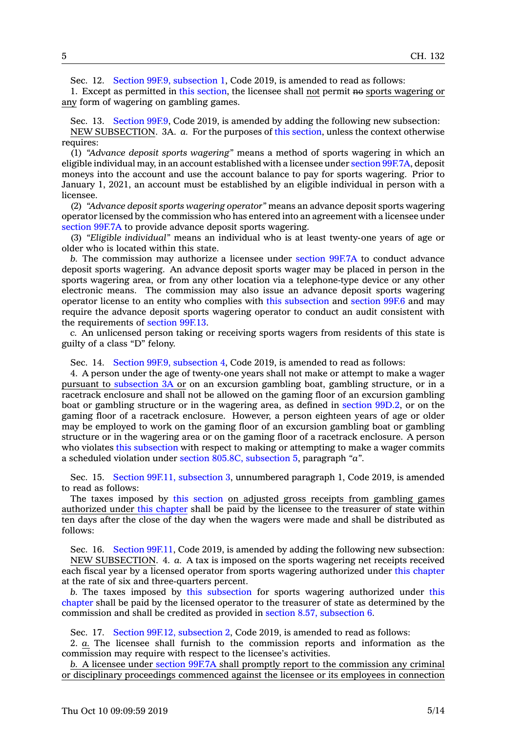Sec. 12. Section 99F.9, subsection 1, Code 2019, is amended to read as follows:

1. Except as permitted in this section, the licensee shall not permit no sports wagering or any form of wagering on gambling games.

Sec. 13. Section 99F.9, Code 2019, is amended by adding the following new subsection:

NEW SUBSECTION. 3A. *a.* For the purposes of this section, unless the context otherwise requires:

(1) *"Advance deposit sports wagering"* means a method of sports wagering in which an eligible individual may, in an account established with a licensee under section 99F.7A, deposit moneys into the account and use the account balance to pay for sports wagering. Prior to January 1, 2021, an account must be established by an eligible individual in person with a licensee.

(2) *"Advance deposit sports wagering operator"* means an advance deposit sports wagering operator licensed by the commission who has entered into an agreement with a licensee under section 99F.7A to provide advance deposit sports wagering.

(3) *"Eligible individual"* means an individual who is at least twenty-one years of age or older who is located within this state.

*b.* The commission may authorize a licensee under section 99F.7A to conduct advance deposit sports wagering. An advance deposit sports wager may be placed in person in the sports wagering area, or from any other location via a telephone-type device or any other electronic means. The commission may also issue an advance deposit sports wagering operator license to an entity who complies with this subsection and section 99F.6 and may require the advance deposit sports wagering operator to conduct an audit consistent with the requirements of section 99F.13.

*c.* An unlicensed person taking or receiving sports wagers from residents of this state is guilty of a class "D" felony.

Sec. 14. Section 99F.9, subsection 4, Code 2019, is amended to read as follows:

4. A person under the age of twenty-one years shall not make or attempt to make a wager pursuant to subsection 3A or on an excursion gambling boat, gambling structure, or in a racetrack enclosure and shall not be allowed on the gaming floor of an excursion gambling boat or gambling structure or in the wagering area, as defined in section 99D.2, or on the gaming floor of a racetrack enclosure. However, a person eighteen years of age or older may be employed to work on the gaming floor of an excursion gambling boat or gambling structure or in the wagering area or on the gaming floor of a racetrack enclosure. A person who violates this subsection with respect to making or attempting to make a wager commits a scheduled violation under section 805.8C, subsection 5, paragraph *"a"*.

Sec. 15. Section 99F.11, subsection 3, unnumbered paragraph 1, Code 2019, is amended to read as follows:

The taxes imposed by this section on adjusted gross receipts from gambling games authorized under this chapter shall be paid by the licensee to the treasurer of state within ten days after the close of the day when the wagers were made and shall be distributed as follows:

Sec. 16. Section 99F.11, Code 2019, is amended by adding the following new subsection:

NEW SUBSECTION. 4. *a.* A tax is imposed on the sports wagering net receipts received each fiscal year by a licensed operator from sports wagering authorized under this chapter at the rate of six and three-quarters percent.

*b.* The taxes imposed by this subsection for sports wagering authorized under this chapter shall be paid by the licensed operator to the treasurer of state as determined by the commission and shall be credited as provided in section 8.57, subsection 6.

Sec. 17. Section 99F.12, subsection 2, Code 2019, is amended to read as follows:

2. *a.* The licensee shall furnish to the commission reports and information as the commission may require with respect to the licensee's activities.

*b.* A licensee under section 99F.7A shall promptly report to the commission any criminal or disciplinary proceedings commenced against the licensee or its employees in connection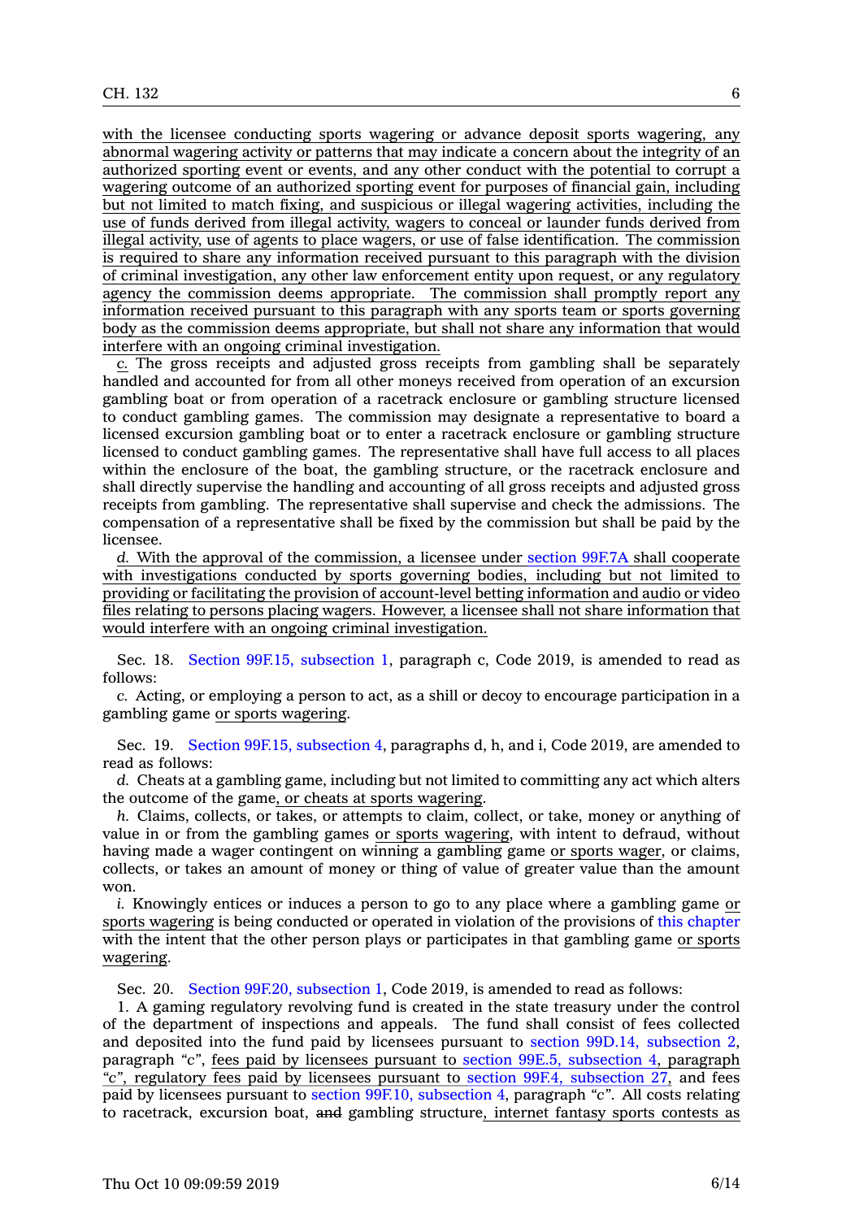with the licensee conducting sports wagering or advance deposit sports wagering, any abnormal wagering activity or patterns that may indicate a concern about the integrity of an authorized sporting event or events, and any other conduct with the potential to corrupt a wagering outcome of an authorized sporting event for purposes of financial gain, including but not limited to match fixing, and suspicious or illegal wagering activities, including the use of funds derived from illegal activity, wagers to conceal or launder funds derived from illegal activity, use of agents to place wagers, or use of false identification. The commission is required to share any information received pursuant to this paragraph with the division of criminal investigation, any other law enforcement entity upon request, or any regulatory agency the commission deems appropriate. The commission shall promptly report any information received pursuant to this paragraph with any sports team or sports governing body as the commission deems appropriate, but shall not share any information that would interfere with an ongoing criminal investigation.

*c.* The gross receipts and adjusted gross receipts from gambling shall be separately handled and accounted for from all other moneys received from operation of an excursion gambling boat or from operation of a racetrack enclosure or gambling structure licensed to conduct gambling games. The commission may designate a representative to board a licensed excursion gambling boat or to enter a racetrack enclosure or gambling structure licensed to conduct gambling games. The representative shall have full access to all places within the enclosure of the boat, the gambling structure, or the racetrack enclosure and shall directly supervise the handling and accounting of all gross receipts and adjusted gross receipts from gambling. The representative shall supervise and check the admissions. The compensation of a representative shall be fixed by the commission but shall be paid by the licensee.

*d.* With the approval of the commission, a licensee under section 99F.7A shall cooperate with investigations conducted by sports governing bodies, including but not limited to providing or facilitating the provision of account-level betting information and audio or video files relating to persons placing wagers. However, a licensee shall not share information that would interfere with an ongoing criminal investigation.

Sec. 18. Section 99F.15, subsection 1, paragraph c, Code 2019, is amended to read as follows:

*c.* Acting, or employing a person to act, as a shill or decoy to encourage participation in a gambling game or sports wagering.

Sec. 19. Section 99F.15, subsection 4, paragraphs d, h, and i, Code 2019, are amended to read as follows:

*d.* Cheats at a gambling game, including but not limited to committing any act which alters the outcome of the game, or cheats at sports wagering.

*h.* Claims, collects, or takes, or attempts to claim, collect, or take, money or anything of value in or from the gambling games or sports wagering, with intent to defraud, without having made a wager contingent on winning a gambling game or sports wager, or claims, collects, or takes an amount of money or thing of value of greater value than the amount won.

*i.* Knowingly entices or induces a person to go to any place where a gambling game or sports wagering is being conducted or operated in violation of the provisions of this chapter with the intent that the other person plays or participates in that gambling game or sports wagering.

Sec. 20. Section 99F.20, subsection 1, Code 2019, is amended to read as follows:

1. A gaming regulatory revolving fund is created in the state treasury under the control of the department of inspections and appeals. The fund shall consist of fees collected and deposited into the fund paid by licensees pursuant to section 99D.14, subsection 2, paragraph "c", fees paid by licensees pursuant to section 99E.5, subsection 4, paragraph "c", regulatory fees paid by licensees pursuant to section 99F.4, subsection 27, and fees paid by licensees pursuant to section 99F.10, subsection 4, paragraph "c". All costs relating to racetrack, excursion boat, ~~and~~ gambling structure, internet fantasy sports contests as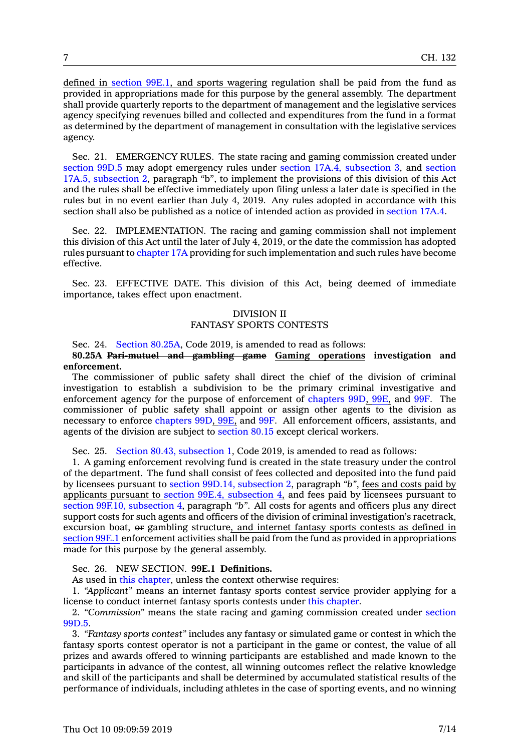defined in section 99E.1, and sports wagering regulation shall be paid from the fund as provided in appropriations made for this purpose by the general assembly. The department shall provide quarterly reports to the department of management and the legislative services agency specifying revenues billed and collected and expenditures from the fund in a format as determined by the department of management in consultation with the legislative services agency.

Sec. 21. EMERGENCY RULES. The state racing and gaming commission created under section 99D.5 may adopt emergency rules under section 17A.4, subsection 3, and section 17A.5, subsection 2, paragraph "b", to implement the provisions of this division of this Act and the rules shall be effective immediately upon filing unless a later date is specified in the rules but in no event earlier than July 4, 2019. Any rules adopted in accordance with this section shall also be published as a notice of intended action as provided in section 17A.4.

Sec. 22. IMPLEMENTATION. The racing and gaming commission shall not implement this division of this Act until the later of July 4, 2019, or the date the commission has adopted rules pursuant to chapter 17A providing for such implementation and such rules have become effective.

Sec. 23. EFFECTIVE DATE. This division of this Act, being deemed of immediate importance, takes effect upon enactment.

## DIVISION II
## FANTASY SPORTS CONTESTS

Sec. 24. Section 80.25A, Code 2019, is amended to read as follows:

**80.25A ~~Pari-mutuel and gambling game~~ Gaming operations investigation and enforcement.**

The commissioner of public safety shall direct the chief of the division of criminal investigation to establish a subdivision to be the primary criminal investigative and enforcement agency for the purpose of enforcement of chapters 99D, 99E, and 99F. The commissioner of public safety shall appoint or assign other agents to the division as necessary to enforce chapters 99D, 99E, and 99F. All enforcement officers, assistants, and agents of the division are subject to section 80.15 except clerical workers.

Sec. 25. Section 80.43, subsection 1, Code 2019, is amended to read as follows:

1. A gaming enforcement revolving fund is created in the state treasury under the control of the department. The fund shall consist of fees collected and deposited into the fund paid by licensees pursuant to section 99D.14, subsection 2, paragraph *"b"*, fees and costs paid by applicants pursuant to section 99E.4, subsection 4, and fees paid by licensees pursuant to section 99F.10, subsection 4, paragraph *"b"*. All costs for agents and officers plus any direct support costs for such agents and officers of the division of criminal investigation's racetrack, excursion boat, ~~or~~ gambling structure, and internet fantasy sports contests as defined in section 99E.1 enforcement activities shall be paid from the fund as provided in appropriations made for this purpose by the general assembly.

Sec. 26. NEW SECTION. **99E.1 Definitions.**

As used in this chapter, unless the context otherwise requires:

1. *"Applicant"* means an internet fantasy sports contest service provider applying for a license to conduct internet fantasy sports contests under this chapter.

2. *"Commission"* means the state racing and gaming commission created under section 99D.5.

3. *"Fantasy sports contest"* includes any fantasy or simulated game or contest in which the fantasy sports contest operator is not a participant in the game or contest, the value of all prizes and awards offered to winning participants are established and made known to the participants in advance of the contest, all winning outcomes reflect the relative knowledge and skill of the participants and shall be determined by accumulated statistical results of the performance of individuals, including athletes in the case of sporting events, and no winning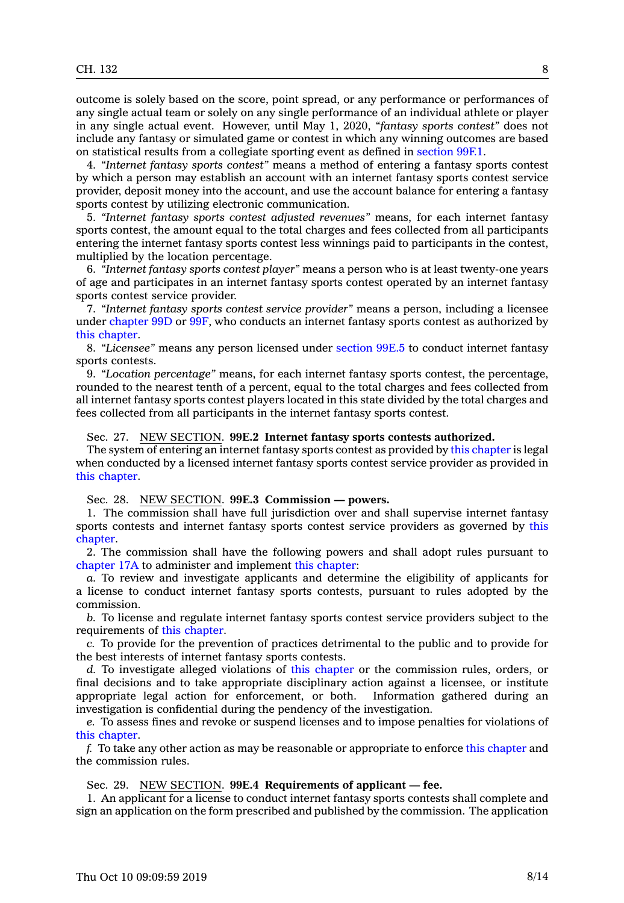outcome is solely based on the score, point spread, or any performance or performances of any single actual team or solely on any single performance of an individual athlete or player in any single actual event. However, until May 1, 2020, "*fantasy sports contest*" does not include any fantasy or simulated game or contest in which any winning outcomes are based on statistical results from a collegiate sporting event as defined in section 99F.1.

4. "*Internet fantasy sports contest*" means a method of entering a fantasy sports contest by which a person may establish an account with an internet fantasy sports contest service provider, deposit money into the account, and use the account balance for entering a fantasy sports contest by utilizing electronic communication.

5. "*Internet fantasy sports contest adjusted revenues*" means, for each internet fantasy sports contest, the amount equal to the total charges and fees collected from all participants entering the internet fantasy sports contest less winnings paid to participants in the contest, multiplied by the location percentage.

6. "*Internet fantasy sports contest player*" means a person who is at least twenty-one years of age and participates in an internet fantasy sports contest operated by an internet fantasy sports contest service provider.

7. "*Internet fantasy sports contest service provider*" means a person, including a licensee under chapter 99D or 99F, who conducts an internet fantasy sports contest as authorized by this chapter.

8. "*Licensee*" means any person licensed under section 99E.5 to conduct internet fantasy sports contests.

9. "*Location percentage*" means, for each internet fantasy sports contest, the percentage, rounded to the nearest tenth of a percent, equal to the total charges and fees collected from all internet fantasy sports contest players located in this state divided by the total charges and fees collected from all participants in the internet fantasy sports contest.

Sec. 27. NEW SECTION. **99E.2 Internet fantasy sports contests authorized.**

The system of entering an internet fantasy sports contest as provided by this chapter is legal when conducted by a licensed internet fantasy sports contest service provider as provided in this chapter.

Sec. 28. NEW SECTION. **99E.3 Commission — powers.**

1. The commission shall have full jurisdiction over and shall supervise internet fantasy sports contests and internet fantasy sports contest service providers as governed by this chapter.

2. The commission shall have the following powers and shall adopt rules pursuant to chapter 17A to administer and implement this chapter:

*a.* To review and investigate applicants and determine the eligibility of applicants for a license to conduct internet fantasy sports contests, pursuant to rules adopted by the commission.

*b.* To license and regulate internet fantasy sports contest service providers subject to the requirements of this chapter.

*c.* To provide for the prevention of practices detrimental to the public and to provide for the best interests of internet fantasy sports contests.

*d.* To investigate alleged violations of this chapter or the commission rules, orders, or final decisions and to take appropriate disciplinary action against a licensee, or institute appropriate legal action for enforcement, or both. Information gathered during an investigation is confidential during the pendency of the investigation.

*e.* To assess fines and revoke or suspend licenses and to impose penalties for violations of this chapter.

*f.* To take any other action as may be reasonable or appropriate to enforce this chapter and the commission rules.

Sec. 29. NEW SECTION. **99E.4 Requirements of applicant — fee.**

1. An applicant for a license to conduct internet fantasy sports contests shall complete and sign an application on the form prescribed and published by the commission. The application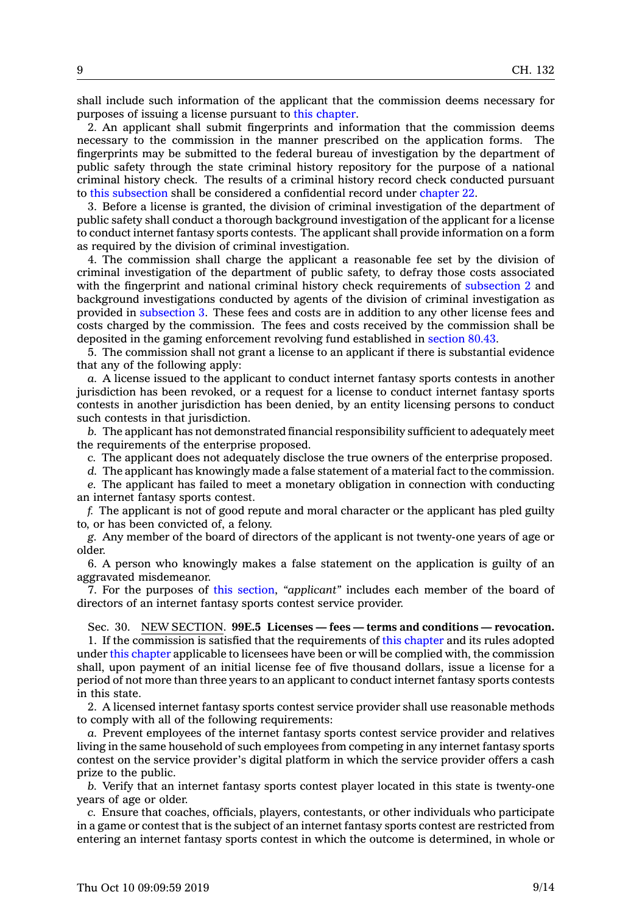shall include such information of the applicant that the commission deems necessary for purposes of issuing a license pursuant to this chapter.

2. An applicant shall submit fingerprints and information that the commission deems necessary to the commission in the manner prescribed on the application forms. The fingerprints may be submitted to the federal bureau of investigation by the department of public safety through the state criminal history repository for the purpose of a national criminal history check. The results of a criminal history record check conducted pursuant to this subsection shall be considered a confidential record under chapter 22.

3. Before a license is granted, the division of criminal investigation of the department of public safety shall conduct a thorough background investigation of the applicant for a license to conduct internet fantasy sports contests. The applicant shall provide information on a form as required by the division of criminal investigation.

4. The commission shall charge the applicant a reasonable fee set by the division of criminal investigation of the department of public safety, to defray those costs associated with the fingerprint and national criminal history check requirements of subsection 2 and background investigations conducted by agents of the division of criminal investigation as provided in subsection 3. These fees and costs are in addition to any other license fees and costs charged by the commission. The fees and costs received by the commission shall be deposited in the gaming enforcement revolving fund established in section 80.43.

5. The commission shall not grant a license to an applicant if there is substantial evidence that any of the following apply:

*a.* A license issued to the applicant to conduct internet fantasy sports contests in another jurisdiction has been revoked, or a request for a license to conduct internet fantasy sports contests in another jurisdiction has been denied, by an entity licensing persons to conduct such contests in that jurisdiction.

*b.* The applicant has not demonstrated financial responsibility sufficient to adequately meet the requirements of the enterprise proposed.

*c.* The applicant does not adequately disclose the true owners of the enterprise proposed.

*d.* The applicant has knowingly made a false statement of a material fact to the commission.

*e.* The applicant has failed to meet a monetary obligation in connection with conducting an internet fantasy sports contest.

*f.* The applicant is not of good repute and moral character or the applicant has pled guilty to, or has been convicted of, a felony.

*g.* Any member of the board of directors of the applicant is not twenty-one years of age or older.

6. A person who knowingly makes a false statement on the application is guilty of an aggravated misdemeanor.

7. For the purposes of this section, *"applicant"* includes each member of the board of directors of an internet fantasy sports contest service provider.

Sec. 30. NEW SECTION. **99E.5 Licenses — fees — terms and conditions — revocation.**

1. If the commission is satisfied that the requirements of this chapter and its rules adopted under this chapter applicable to licensees have been or will be complied with, the commission shall, upon payment of an initial license fee of five thousand dollars, issue a license for a period of not more than three years to an applicant to conduct internet fantasy sports contests in this state.

2. A licensed internet fantasy sports contest service provider shall use reasonable methods to comply with all of the following requirements:

*a.* Prevent employees of the internet fantasy sports contest service provider and relatives living in the same household of such employees from competing in any internet fantasy sports contest on the service provider's digital platform in which the service provider offers a cash prize to the public.

*b.* Verify that an internet fantasy sports contest player located in this state is twenty-one years of age or older.

*c.* Ensure that coaches, officials, players, contestants, or other individuals who participate in a game or contest that is the subject of an internet fantasy sports contest are restricted from entering an internet fantasy sports contest in which the outcome is determined, in whole or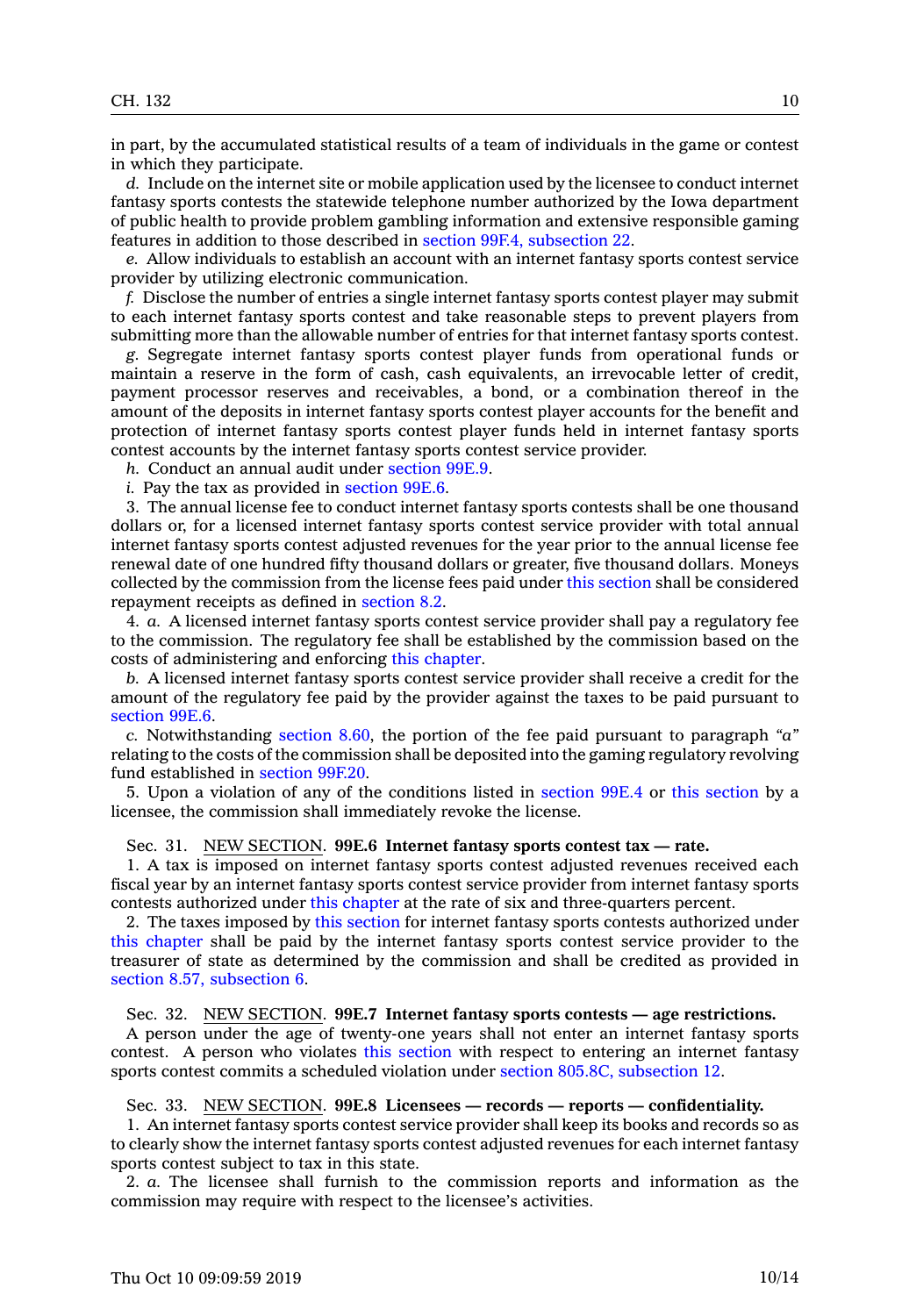in part, by the accumulated statistical results of a team of individuals in the game or contest in which they participate.

*d.* Include on the internet site or mobile application used by the licensee to conduct internet fantasy sports contests the statewide telephone number authorized by the Iowa department of public health to provide problem gambling information and extensive responsible gaming features in addition to those described in section 99F.4, subsection 22.

*e.* Allow individuals to establish an account with an internet fantasy sports contest service provider by utilizing electronic communication.

*f.* Disclose the number of entries a single internet fantasy sports contest player may submit to each internet fantasy sports contest and take reasonable steps to prevent players from submitting more than the allowable number of entries for that internet fantasy sports contest.

*g.* Segregate internet fantasy sports contest player funds from operational funds or maintain a reserve in the form of cash, cash equivalents, an irrevocable letter of credit, payment processor reserves and receivables, a bond, or a combination thereof in the amount of the deposits in internet fantasy sports contest player accounts for the benefit and protection of internet fantasy sports contest player funds held in internet fantasy sports contest accounts by the internet fantasy sports contest service provider.

*h.* Conduct an annual audit under section 99E.9.

*i.* Pay the tax as provided in section 99E.6.

3. The annual license fee to conduct internet fantasy sports contests shall be one thousand dollars or, for a licensed internet fantasy sports contest service provider with total annual internet fantasy sports contest adjusted revenues for the year prior to the annual license fee renewal date of one hundred fifty thousand dollars or greater, five thousand dollars. Moneys collected by the commission from the license fees paid under this section shall be considered repayment receipts as defined in section 8.2.

4. *a.* A licensed internet fantasy sports contest service provider shall pay a regulatory fee to the commission. The regulatory fee shall be established by the commission based on the costs of administering and enforcing this chapter.

*b.* A licensed internet fantasy sports contest service provider shall receive a credit for the amount of the regulatory fee paid by the provider against the taxes to be paid pursuant to section 99E.6.

*c.* Notwithstanding section 8.60, the portion of the fee paid pursuant to paragraph *"a"* relating to the costs of the commission shall be deposited into the gaming regulatory revolving fund established in section 99F.20.

5. Upon a violation of any of the conditions listed in section 99E.4 or this section by a licensee, the commission shall immediately revoke the license.

Sec. 31. NEW SECTION. **99E.6 Internet fantasy sports contest tax — rate.**

1. A tax is imposed on internet fantasy sports contest adjusted revenues received each fiscal year by an internet fantasy sports contest service provider from internet fantasy sports contests authorized under this chapter at the rate of six and three-quarters percent.

2. The taxes imposed by this section for internet fantasy sports contests authorized under this chapter shall be paid by the internet fantasy sports contest service provider to the treasurer of state as determined by the commission and shall be credited as provided in section 8.57, subsection 6.

Sec. 32. NEW SECTION. **99E.7 Internet fantasy sports contests — age restrictions.**

A person under the age of twenty-one years shall not enter an internet fantasy sports contest. A person who violates this section with respect to entering an internet fantasy sports contest commits a scheduled violation under section 805.8C, subsection 12.

Sec. 33. NEW SECTION. **99E.8 Licensees — records — reports — confidentiality.**

1. An internet fantasy sports contest service provider shall keep its books and records so as to clearly show the internet fantasy sports contest adjusted revenues for each internet fantasy sports contest subject to tax in this state.

2. *a.* The licensee shall furnish to the commission reports and information as the commission may require with respect to the licensee's activities.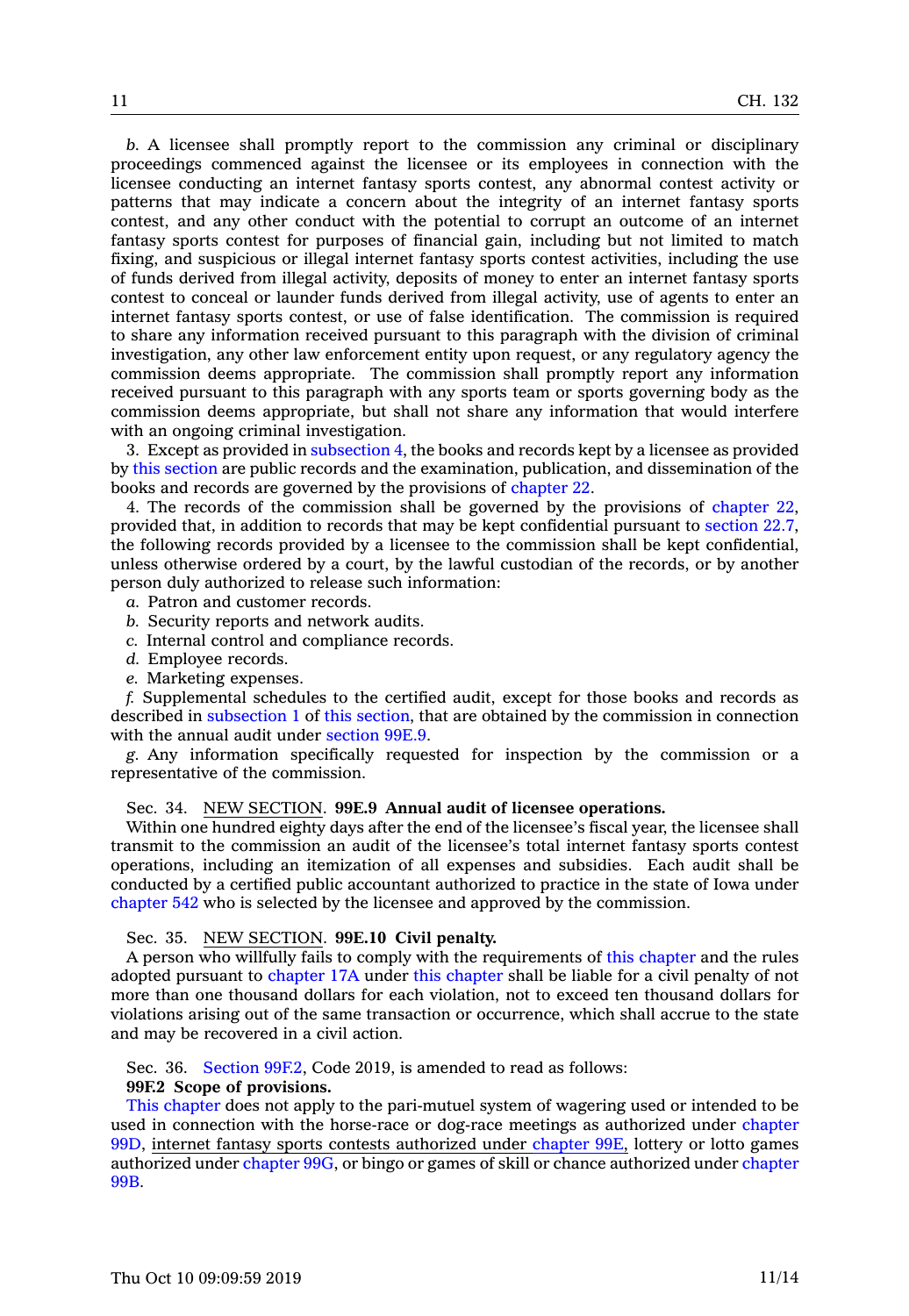*b.* A licensee shall promptly report to the commission any criminal or disciplinary proceedings commenced against the licensee or its employees in connection with the licensee conducting an internet fantasy sports contest, any abnormal contest activity or patterns that may indicate a concern about the integrity of an internet fantasy sports contest, and any other conduct with the potential to corrupt an outcome of an internet fantasy sports contest for purposes of financial gain, including but not limited to match fixing, and suspicious or illegal internet fantasy sports contest activities, including the use of funds derived from illegal activity, deposits of money to enter an internet fantasy sports contest to conceal or launder funds derived from illegal activity, use of agents to enter an internet fantasy sports contest, or use of false identification. The commission is required to share any information received pursuant to this paragraph with the division of criminal investigation, any other law enforcement entity upon request, or any regulatory agency the commission deems appropriate. The commission shall promptly report any information received pursuant to this paragraph with any sports team or sports governing body as the commission deems appropriate, but shall not share any information that would interfere with an ongoing criminal investigation.

3. Except as provided in subsection 4, the books and records kept by a licensee as provided by this section are public records and the examination, publication, and dissemination of the books and records are governed by the provisions of chapter 22.

4. The records of the commission shall be governed by the provisions of chapter 22, provided that, in addition to records that may be kept confidential pursuant to section 22.7, the following records provided by a licensee to the commission shall be kept confidential, unless otherwise ordered by a court, by the lawful custodian of the records, or by another person duly authorized to release such information:

*a.* Patron and customer records.

*b.* Security reports and network audits.

*c.* Internal control and compliance records.

*d.* Employee records.

*e.* Marketing expenses.

*f.* Supplemental schedules to the certified audit, except for those books and records as described in subsection 1 of this section, that are obtained by the commission in connection with the annual audit under section 99E.9.

*g.* Any information specifically requested for inspection by the commission or a representative of the commission.

Sec. 34. NEW SECTION. **99E.9 Annual audit of licensee operations.**

Within one hundred eighty days after the end of the licensee's fiscal year, the licensee shall transmit to the commission an audit of the licensee's total internet fantasy sports contest operations, including an itemization of all expenses and subsidies. Each audit shall be conducted by a certified public accountant authorized to practice in the state of Iowa under chapter 542 who is selected by the licensee and approved by the commission.

Sec. 35. NEW SECTION. **99E.10 Civil penalty.**

A person who willfully fails to comply with the requirements of this chapter and the rules adopted pursuant to chapter 17A under this chapter shall be liable for a civil penalty of not more than one thousand dollars for each violation, not to exceed ten thousand dollars for violations arising out of the same transaction or occurrence, which shall accrue to the state and may be recovered in a civil action.

Sec. 36. Section 99F.2, Code 2019, is amended to read as follows:

**99F.2 Scope of provisions.**

This chapter does not apply to the pari-mutuel system of wagering used or intended to be used in connection with the horse-race or dog-race meetings as authorized under chapter 99D, internet fantasy sports contests authorized under chapter 99E, lottery or lotto games authorized under chapter 99G, or bingo or games of skill or chance authorized under chapter 99B.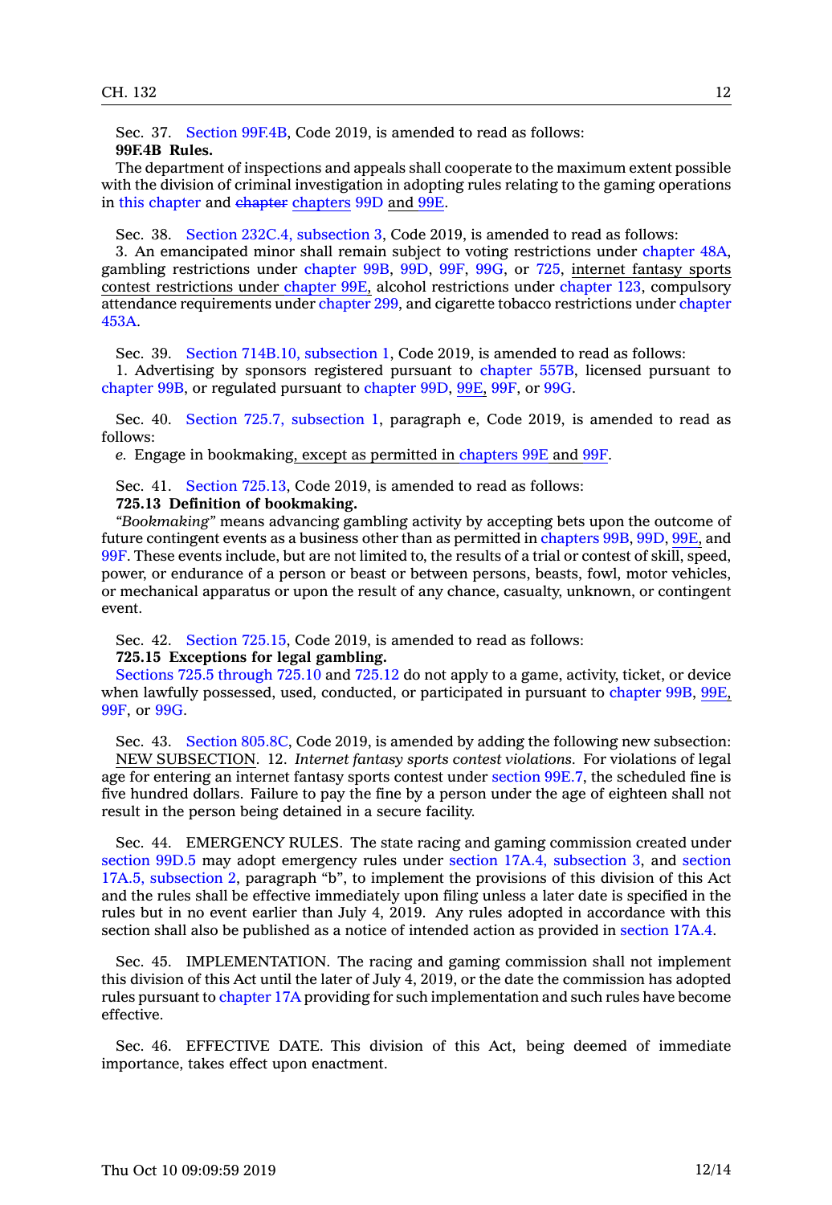Sec. 37. Section 99F.4B, Code 2019, is amended to read as follows:

**99F.4B Rules.**

The department of inspections and appeals shall cooperate to the maximum extent possible with the division of criminal investigation in adopting rules relating to the gaming operations in this chapter and ~~chapter~~ chapters 99D and 99E.

Sec. 38. Section 232C.4, subsection 3, Code 2019, is amended to read as follows:

3. An emancipated minor shall remain subject to voting restrictions under chapter 48A, gambling restrictions under chapter 99B, 99D, 99F, 99G, or 725, internet fantasy sports contest restrictions under chapter 99E, alcohol restrictions under chapter 123, compulsory attendance requirements under chapter 299, and cigarette tobacco restrictions under chapter 453A.

Sec. 39. Section 714B.10, subsection 1, Code 2019, is amended to read as follows:

1. Advertising by sponsors registered pursuant to chapter 557B, licensed pursuant to chapter 99B, or regulated pursuant to chapter 99D, 99E, 99F, or 99G.

Sec. 40. Section 725.7, subsection 1, paragraph e, Code 2019, is amended to read as follows:

*e.* Engage in bookmaking, except as permitted in chapters 99E and 99F.

Sec. 41. Section 725.13, Code 2019, is amended to read as follows:

**725.13 Definition of bookmaking.**

*"Bookmaking"* means advancing gambling activity by accepting bets upon the outcome of future contingent events as a business other than as permitted in chapters 99B, 99D, 99E, and 99F. These events include, but are not limited to, the results of a trial or contest of skill, speed, power, or endurance of a person or beast or between persons, beasts, fowl, motor vehicles, or mechanical apparatus or upon the result of any chance, casualty, unknown, or contingent event.

Sec. 42. Section 725.15, Code 2019, is amended to read as follows:

**725.15 Exceptions for legal gambling.**

Sections 725.5 through 725.10 and 725.12 do not apply to a game, activity, ticket, or device when lawfully possessed, used, conducted, or participated in pursuant to chapter 99B, 99E, 99F, or 99G.

Sec. 43. Section 805.8C, Code 2019, is amended by adding the following new subsection:

NEW SUBSECTION. 12. *Internet fantasy sports contest violations.* For violations of legal age for entering an internet fantasy sports contest under section 99E.7, the scheduled fine is five hundred dollars. Failure to pay the fine by a person under the age of eighteen shall not result in the person being detained in a secure facility.

Sec. 44. EMERGENCY RULES. The state racing and gaming commission created under section 99D.5 may adopt emergency rules under section 17A.4, subsection 3, and section 17A.5, subsection 2, paragraph "b", to implement the provisions of this division of this Act and the rules shall be effective immediately upon filing unless a later date is specified in the rules but in no event earlier than July 4, 2019. Any rules adopted in accordance with this section shall also be published as a notice of intended action as provided in section 17A.4.

Sec. 45. IMPLEMENTATION. The racing and gaming commission shall not implement this division of this Act until the later of July 4, 2019, or the date the commission has adopted rules pursuant to chapter 17A providing for such implementation and such rules have become effective.

Sec. 46. EFFECTIVE DATE. This division of this Act, being deemed of immediate importance, takes effect upon enactment.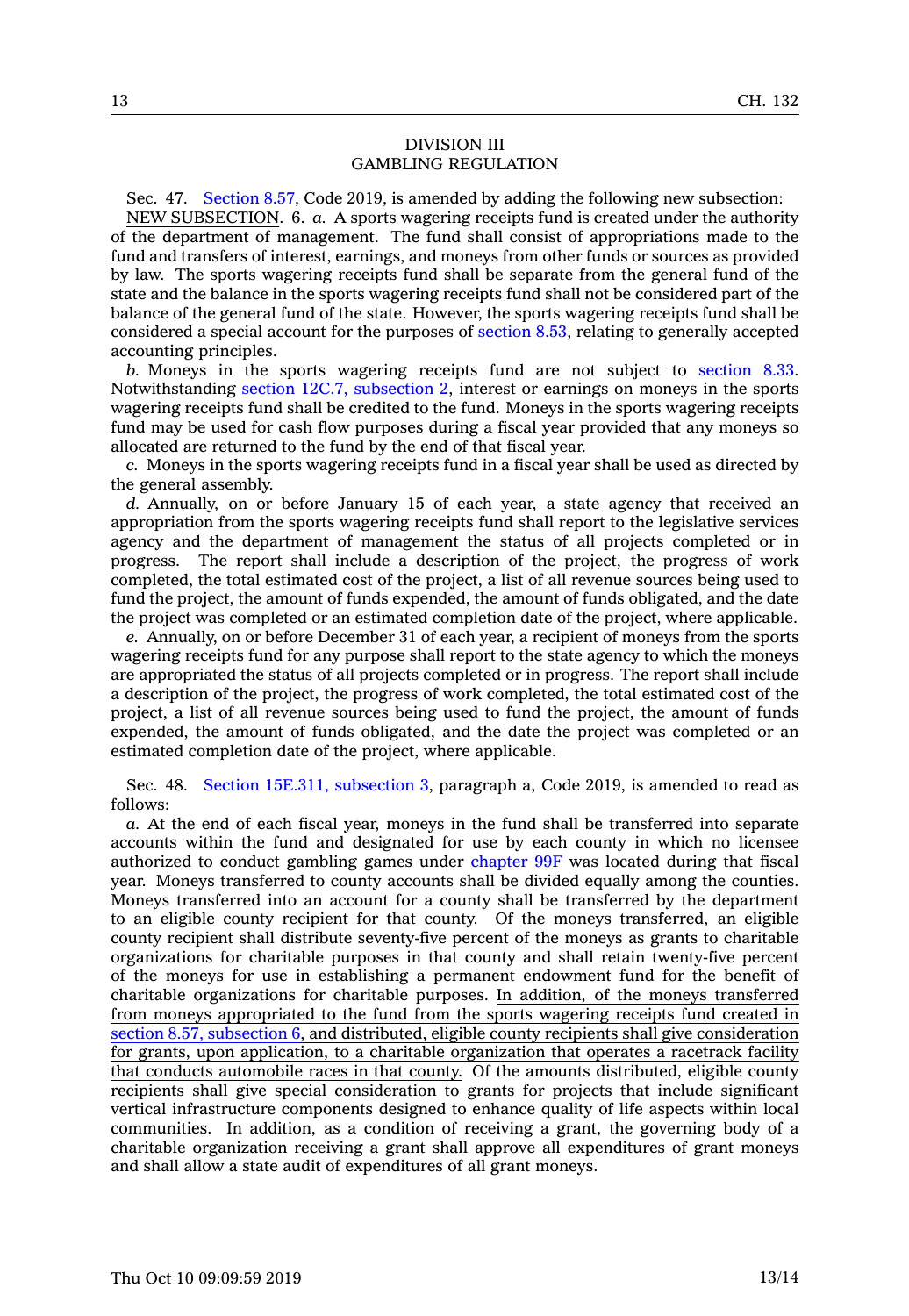## DIVISION III
## GAMBLING REGULATION

Sec. 47. Section 8.57, Code 2019, is amended by adding the following new subsection:

NEW SUBSECTION. 6. *a.* A sports wagering receipts fund is created under the authority of the department of management. The fund shall consist of appropriations made to the fund and transfers of interest, earnings, and moneys from other funds or sources as provided by law. The sports wagering receipts fund shall be separate from the general fund of the state and the balance in the sports wagering receipts fund shall not be considered part of the balance of the general fund of the state. However, the sports wagering receipts fund shall be considered a special account for the purposes of section 8.53, relating to generally accepted accounting principles.

*b.* Moneys in the sports wagering receipts fund are not subject to section 8.33. Notwithstanding section 12C.7, subsection 2, interest or earnings on moneys in the sports wagering receipts fund shall be credited to the fund. Moneys in the sports wagering receipts fund may be used for cash flow purposes during a fiscal year provided that any moneys so allocated are returned to the fund by the end of that fiscal year.

*c.* Moneys in the sports wagering receipts fund in a fiscal year shall be used as directed by the general assembly.

*d.* Annually, on or before January 15 of each year, a state agency that received an appropriation from the sports wagering receipts fund shall report to the legislative services agency and the department of management the status of all projects completed or in progress. The report shall include a description of the project, the progress of work completed, the total estimated cost of the project, a list of all revenue sources being used to fund the project, the amount of funds expended, the amount of funds obligated, and the date the project was completed or an estimated completion date of the project, where applicable.

*e.* Annually, on or before December 31 of each year, a recipient of moneys from the sports wagering receipts fund for any purpose shall report to the state agency to which the moneys are appropriated the status of all projects completed or in progress. The report shall include a description of the project, the progress of work completed, the total estimated cost of the project, a list of all revenue sources being used to fund the project, the amount of funds expended, the amount of funds obligated, and the date the project was completed or an estimated completion date of the project, where applicable.

Sec. 48. Section 15E.311, subsection 3, paragraph a, Code 2019, is amended to read as follows:

*a.* At the end of each fiscal year, moneys in the fund shall be transferred into separate accounts within the fund and designated for use by each county in which no licensee authorized to conduct gambling games under chapter 99F was located during that fiscal year. Moneys transferred to county accounts shall be divided equally among the counties. Moneys transferred into an account for a county shall be transferred by the department to an eligible county recipient for that county. Of the moneys transferred, an eligible county recipient shall distribute seventy-five percent of the moneys as grants to charitable organizations for charitable purposes in that county and shall retain twenty-five percent of the moneys for use in establishing a permanent endowment fund for the benefit of charitable organizations for charitable purposes. <u>In addition, of the moneys transferred from moneys appropriated to the fund from the sports wagering receipts fund created in section 8.57, subsection 6, and distributed, eligible county recipients shall give consideration for grants, upon application, to a charitable organization that operates a racetrack facility that conducts automobile races in that county.</u> Of the amounts distributed, eligible county recipients shall give special consideration to grants for projects that include significant vertical infrastructure components designed to enhance quality of life aspects within local communities. In addition, as a condition of receiving a grant, the governing body of a charitable organization receiving a grant shall approve all expenditures of grant moneys and shall allow a state audit of expenditures of all grant moneys.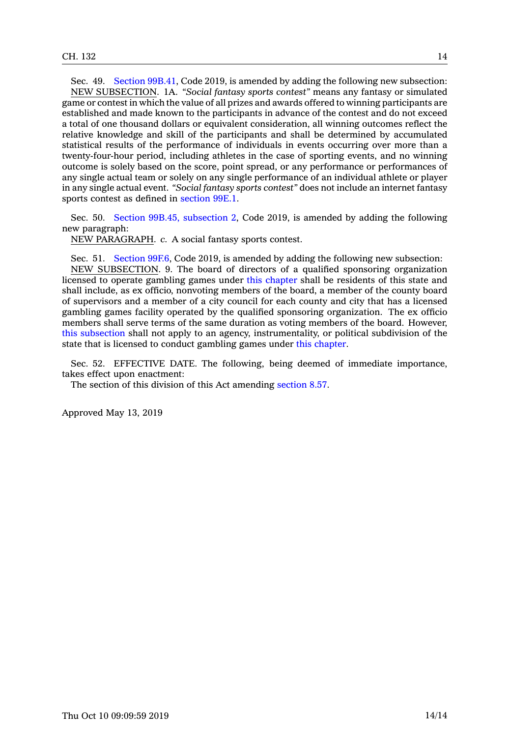Sec. 49. Section 99B.41, Code 2019, is amended by adding the following new subsection:

NEW SUBSECTION. 1A. *"Social fantasy sports contest"* means any fantasy or simulated game or contest in which the value of all prizes and awards offered to winning participants are established and made known to the participants in advance of the contest and do not exceed a total of one thousand dollars or equivalent consideration, all winning outcomes reflect the relative knowledge and skill of the participants and shall be determined by accumulated statistical results of the performance of individuals in events occurring over more than a twenty-four-hour period, including athletes in the case of sporting events, and no winning outcome is solely based on the score, point spread, or any performance or performances of any single actual team or solely on any single performance of an individual athlete or player in any single actual event. *"Social fantasy sports contest"* does not include an internet fantasy sports contest as defined in section 99E.1.

Sec. 50. Section 99B.45, subsection 2, Code 2019, is amended by adding the following new paragraph:

NEW PARAGRAPH. *c.* A social fantasy sports contest.

Sec. 51. Section 99F.6, Code 2019, is amended by adding the following new subsection:

NEW SUBSECTION. 9. The board of directors of a qualified sponsoring organization licensed to operate gambling games under this chapter shall be residents of this state and shall include, as ex officio, nonvoting members of the board, a member of the county board of supervisors and a member of a city council for each county and city that has a licensed gambling games facility operated by the qualified sponsoring organization. The ex officio members shall serve terms of the same duration as voting members of the board. However, this subsection shall not apply to an agency, instrumentality, or political subdivision of the state that is licensed to conduct gambling games under this chapter.

Sec. 52. EFFECTIVE DATE. The following, being deemed of immediate importance, takes effect upon enactment:

The section of this division of this Act amending section 8.57.

Approved May 13, 2019